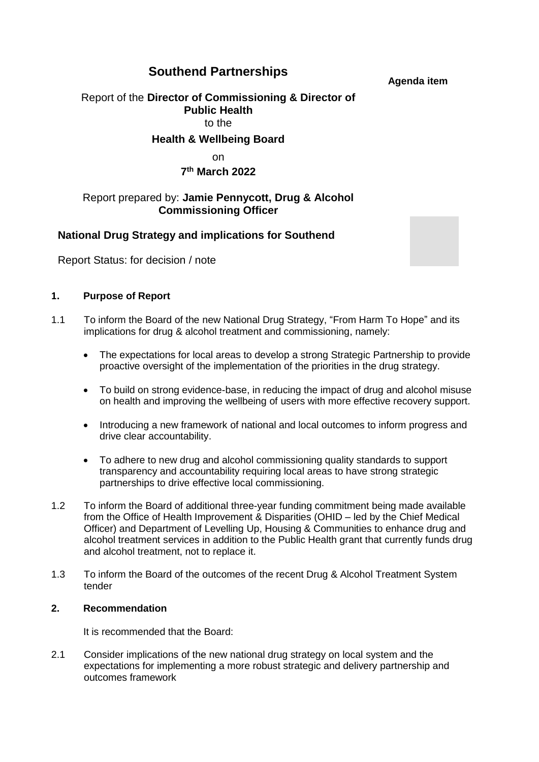# Southend Partnerships

**Agenda item**

Report of the **Director of Commissioning & Director of Public Health**
to the
**Health & Wellbeing Board**
on
**7th March 2022**

Report prepared by: **Jamie Pennycott, Drug & Alcohol Commissioning Officer**

## National Drug Strategy and implications for Southend

Report Status: for decision / note

### 1. Purpose of Report

1.1 To inform the Board of the new National Drug Strategy, "From Harm To Hope" and its implications for drug & alcohol treatment and commissioning, namely:

- The expectations for local areas to develop a strong Strategic Partnership to provide proactive oversight of the implementation of the priorities in the drug strategy.
- To build on strong evidence-base, in reducing the impact of drug and alcohol misuse on health and improving the wellbeing of users with more effective recovery support.
- Introducing a new framework of national and local outcomes to inform progress and drive clear accountability.
- To adhere to new drug and alcohol commissioning quality standards to support transparency and accountability requiring local areas to have strong strategic partnerships to drive effective local commissioning.

1.2 To inform the Board of additional three-year funding commitment being made available from the Office of Health Improvement & Disparities (OHID – led by the Chief Medical Officer) and Department of Levelling Up, Housing & Communities to enhance drug and alcohol treatment services in addition to the Public Health grant that currently funds drug and alcohol treatment, not to replace it.

1.3 To inform the Board of the outcomes of the recent Drug & Alcohol Treatment System tender

### 2. Recommendation

It is recommended that the Board:

2.1 Consider implications of the new national drug strategy on local system and the expectations for implementing a more robust strategic and delivery partnership and outcomes framework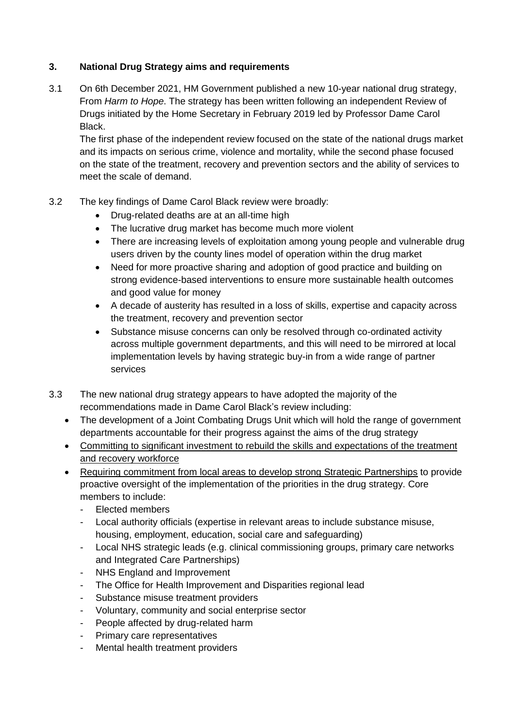### 3. National Drug Strategy aims and requirements

3.1 On 6th December 2021, HM Government published a new 10-year national drug strategy, From *Harm to Hope*. The strategy has been written following an independent Review of Drugs initiated by the Home Secretary in February 2019 led by Professor Dame Carol Black.

The first phase of the independent review focused on the state of the national drugs market and its impacts on serious crime, violence and mortality, while the second phase focused on the state of the treatment, recovery and prevention sectors and the ability of services to meet the scale of demand.

3.2 The key findings of Dame Carol Black review were broadly:

- Drug-related deaths are at an all-time high
- The lucrative drug market has become much more violent
- There are increasing levels of exploitation among young people and vulnerable drug users driven by the county lines model of operation within the drug market
- Need for more proactive sharing and adoption of good practice and building on strong evidence-based interventions to ensure more sustainable health outcomes and good value for money
- A decade of austerity has resulted in a loss of skills, expertise and capacity across the treatment, recovery and prevention sector
- Substance misuse concerns can only be resolved through co-ordinated activity across multiple government departments, and this will need to be mirrored at local implementation levels by having strategic buy-in from a wide range of partner services

3.3 The new national drug strategy appears to have adopted the majority of the recommendations made in Dame Carol Black's review including:

- The development of a Joint Combating Drugs Unit which will hold the range of government departments accountable for their progress against the aims of the drug strategy
- <u>Committing to significant investment to rebuild the skills and expectations of the treatment and recovery workforce</u>
- <u>Requiring commitment from local areas to develop strong Strategic Partnerships</u> to provide proactive oversight of the implementation of the priorities in the drug strategy. Core members to include:
  - Elected members
  - Local authority officials (expertise in relevant areas to include substance misuse, housing, employment, education, social care and safeguarding)
  - Local NHS strategic leads (e.g. clinical commissioning groups, primary care networks and Integrated Care Partnerships)
  - NHS England and Improvement
  - The Office for Health Improvement and Disparities regional lead
  - Substance misuse treatment providers
  - Voluntary, community and social enterprise sector
  - People affected by drug-related harm
  - Primary care representatives
  - Mental health treatment providers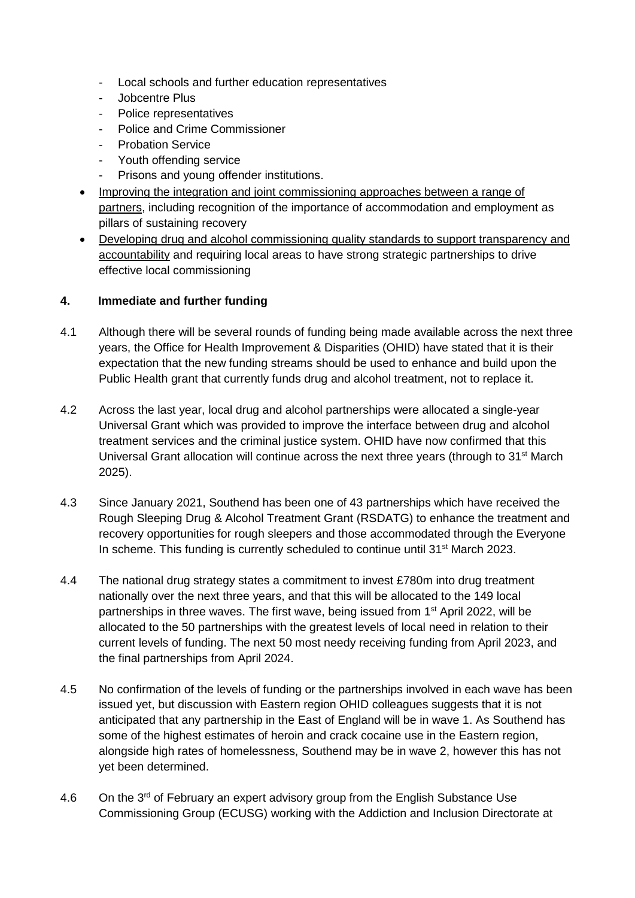- Local schools and further education representatives
- Jobcentre Plus
- Police representatives
- Police and Crime Commissioner
- Probation Service
- Youth offending service
- Prisons and young offender institutions.

- <u>Improving the integration and joint commissioning approaches between a range of partners</u>, including recognition of the importance of accommodation and employment as pillars of sustaining recovery
- <u>Developing drug and alcohol commissioning quality standards to support transparency and accountability</u> and requiring local areas to have strong strategic partnerships to drive effective local commissioning

**4. Immediate and further funding**

4.1 Although there will be several rounds of funding being made available across the next three years, the Office for Health Improvement & Disparities (OHID) have stated that it is their expectation that the new funding streams should be used to enhance and build upon the Public Health grant that currently funds drug and alcohol treatment, not to replace it.

4.2 Across the last year, local drug and alcohol partnerships were allocated a single-year Universal Grant which was provided to improve the interface between drug and alcohol treatment services and the criminal justice system. OHID have now confirmed that this Universal Grant allocation will continue across the next three years (through to 31st March 2025).

4.3 Since January 2021, Southend has been one of 43 partnerships which have received the Rough Sleeping Drug & Alcohol Treatment Grant (RSDATG) to enhance the treatment and recovery opportunities for rough sleepers and those accommodated through the Everyone In scheme. This funding is currently scheduled to continue until 31st March 2023.

4.4 The national drug strategy states a commitment to invest £780m into drug treatment nationally over the next three years, and that this will be allocated to the 149 local partnerships in three waves. The first wave, being issued from 1st April 2022, will be allocated to the 50 partnerships with the greatest levels of local need in relation to their current levels of funding. The next 50 most needy receiving funding from April 2023, and the final partnerships from April 2024.

4.5 No confirmation of the levels of funding or the partnerships involved in each wave has been issued yet, but discussion with Eastern region OHID colleagues suggests that it is not anticipated that any partnership in the East of England will be in wave 1. As Southend has some of the highest estimates of heroin and crack cocaine use in the Eastern region, alongside high rates of homelessness, Southend may be in wave 2, however this has not yet been determined.

4.6 On the 3rd of February an expert advisory group from the English Substance Use Commissioning Group (ECUSG) working with the Addiction and Inclusion Directorate at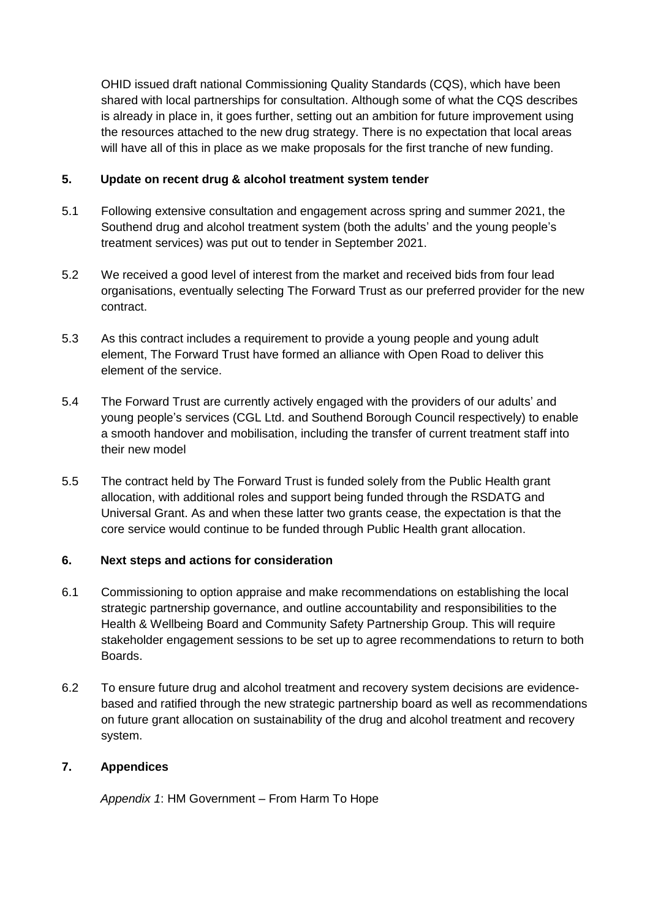OHID issued draft national Commissioning Quality Standards (CQS), which have been shared with local partnerships for consultation. Although some of what the CQS describes is already in place in, it goes further, setting out an ambition for future improvement using the resources attached to the new drug strategy. There is no expectation that local areas will have all of this in place as we make proposals for the first tranche of new funding.

## 5. Update on recent drug & alcohol treatment system tender

5.1 Following extensive consultation and engagement across spring and summer 2021, the Southend drug and alcohol treatment system (both the adults' and the young people's treatment services) was put out to tender in September 2021.

5.2 We received a good level of interest from the market and received bids from four lead organisations, eventually selecting The Forward Trust as our preferred provider for the new contract.

5.3 As this contract includes a requirement to provide a young people and young adult element, The Forward Trust have formed an alliance with Open Road to deliver this element of the service.

5.4 The Forward Trust are currently actively engaged with the providers of our adults' and young people's services (CGL Ltd. and Southend Borough Council respectively) to enable a smooth handover and mobilisation, including the transfer of current treatment staff into their new model

5.5 The contract held by The Forward Trust is funded solely from the Public Health grant allocation, with additional roles and support being funded through the RSDATG and Universal Grant. As and when these latter two grants cease, the expectation is that the core service would continue to be funded through Public Health grant allocation.

## 6. Next steps and actions for consideration

6.1 Commissioning to option appraise and make recommendations on establishing the local strategic partnership governance, and outline accountability and responsibilities to the Health & Wellbeing Board and Community Safety Partnership Group. This will require stakeholder engagement sessions to be set up to agree recommendations to return to both Boards.

6.2 To ensure future drug and alcohol treatment and recovery system decisions are evidence-based and ratified through the new strategic partnership board as well as recommendations on future grant allocation on sustainability of the drug and alcohol treatment and recovery system.

## 7. Appendices

*Appendix 1*: HM Government – From Harm To Hope